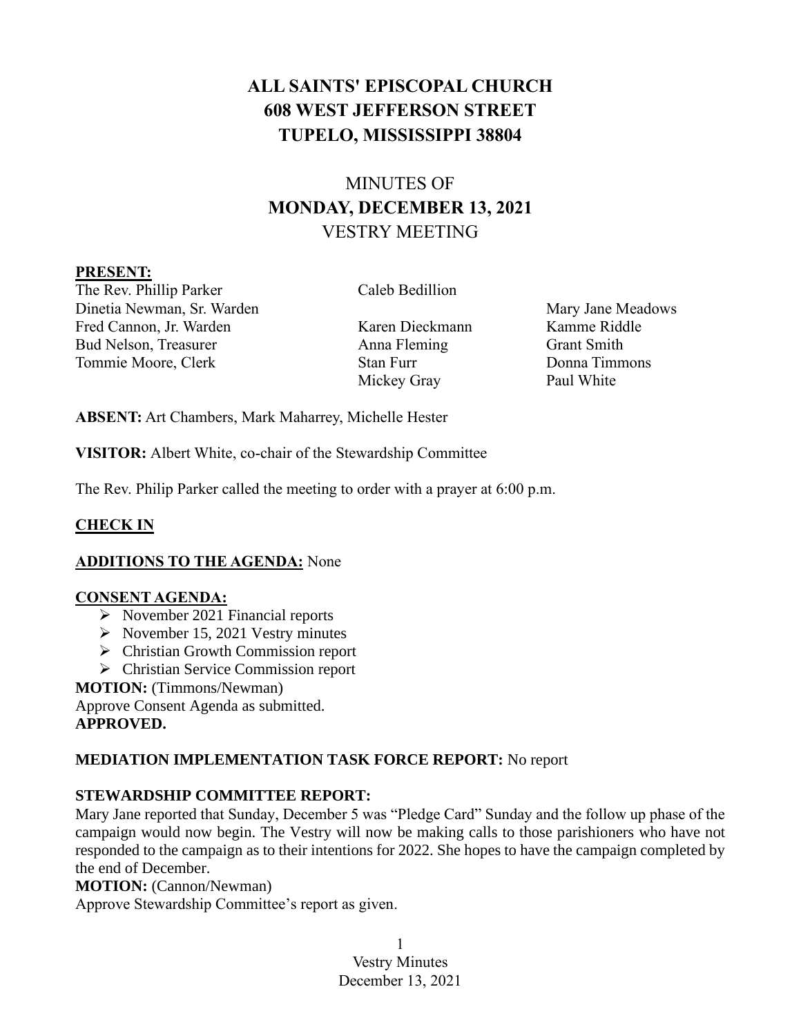# ALL SAINTS' EPISCOPAL CHURCH
# 608 WEST JEFFERSON STREET
# TUPELO, MISSISSIPPI 38804

## MINUTES OF
## MONDAY, DECEMBER 13, 2021
## VESTRY MEETING

**PRESENT:**

The Rev. Phillip Parker
Dinetia Newman, Sr. Warden
Fred Cannon, Jr. Warden
Bud Nelson, Treasurer
Tommie Moore, Clerk

Caleb Bedillion
Karen Dieckmann
Anna Fleming
Stan Furr
Mickey Gray

Mary Jane Meadows
Kamme Riddle
Grant Smith
Donna Timmons
Paul White

**ABSENT:** Art Chambers, Mark Maharrey, Michelle Hester

**VISITOR:** Albert White, co-chair of the Stewardship Committee

The Rev. Philip Parker called the meeting to order with a prayer at 6:00 p.m.

**CHECK IN**

**ADDITIONS TO THE AGENDA:** None

**CONSENT AGENDA:**

- November 2021 Financial reports
- November 15, 2021 Vestry minutes
- Christian Growth Commission report
- Christian Service Commission report

**MOTION:** (Timmons/Newman)
Approve Consent Agenda as submitted.
**APPROVED.**

**MEDIATION IMPLEMENTATION TASK FORCE REPORT:** No report

**STEWARDSHIP COMMITTEE REPORT:**
Mary Jane reported that Sunday, December 5 was "Pledge Card" Sunday and the follow up phase of the campaign would now begin. The Vestry will now be making calls to those parishioners who have not responded to the campaign as to their intentions for 2022. She hopes to have the campaign completed by the end of December.

**MOTION:** (Cannon/Newman)
Approve Stewardship Committee's report as given.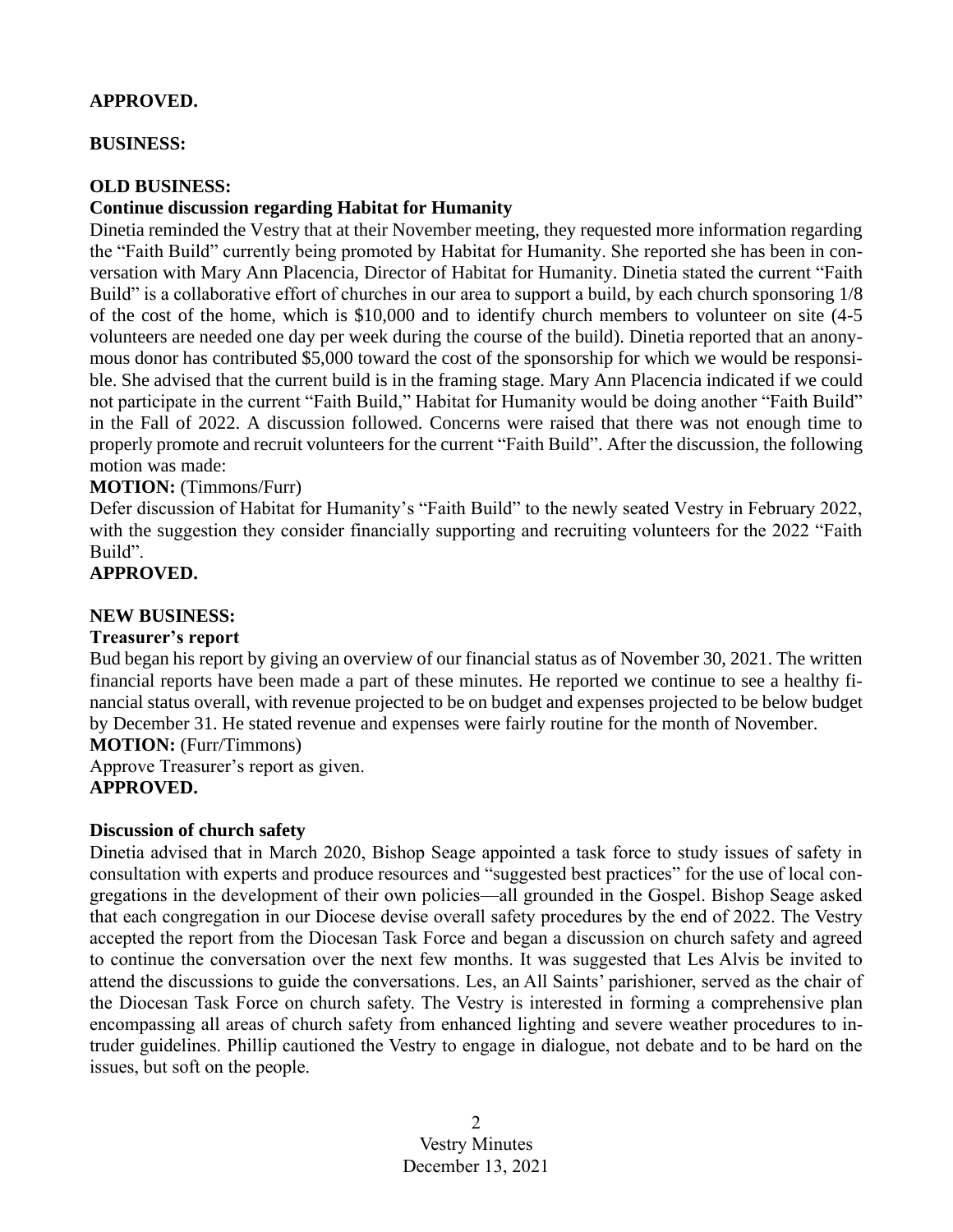**APPROVED.**

**BUSINESS:**

**OLD BUSINESS:**

**Continue discussion regarding Habitat for Humanity**

Dinetia reminded the Vestry that at their November meeting, they requested more information regarding the "Faith Build" currently being promoted by Habitat for Humanity. She reported she has been in conversation with Mary Ann Placencia, Director of Habitat for Humanity. Dinetia stated the current "Faith Build" is a collaborative effort of churches in our area to support a build, by each church sponsoring 1/8 of the cost of the home, which is $10,000 and to identify church members to volunteer on site (4-5 volunteers are needed one day per week during the course of the build). Dinetia reported that an anonymous donor has contributed $5,000 toward the cost of the sponsorship for which we would be responsible. She advised that the current build is in the framing stage. Mary Ann Placencia indicated if we could not participate in the current "Faith Build," Habitat for Humanity would be doing another "Faith Build" in the Fall of 2022. A discussion followed. Concerns were raised that there was not enough time to properly promote and recruit volunteers for the current "Faith Build". After the discussion, the following motion was made:

**MOTION:** (Timmons/Furr)

Defer discussion of Habitat for Humanity's "Faith Build" to the newly seated Vestry in February 2022, with the suggestion they consider financially supporting and recruiting volunteers for the 2022 "Faith Build".

**APPROVED.**

**NEW BUSINESS:**

**Treasurer's report**

Bud began his report by giving an overview of our financial status as of November 30, 2021. The written financial reports have been made a part of these minutes. He reported we continue to see a healthy financial status overall, with revenue projected to be on budget and expenses projected to be below budget by December 31. He stated revenue and expenses were fairly routine for the month of November.

**MOTION:** (Furr/Timmons)

Approve Treasurer's report as given.

**APPROVED.**

**Discussion of church safety**

Dinetia advised that in March 2020, Bishop Seage appointed a task force to study issues of safety in consultation with experts and produce resources and "suggested best practices" for the use of local congregations in the development of their own policies—all grounded in the Gospel. Bishop Seage asked that each congregation in our Diocese devise overall safety procedures by the end of 2022. The Vestry accepted the report from the Diocesan Task Force and began a discussion on church safety and agreed to continue the conversation over the next few months. It was suggested that Les Alvis be invited to attend the discussions to guide the conversations. Les, an All Saints' parishioner, served as the chair of the Diocesan Task Force on church safety. The Vestry is interested in forming a comprehensive plan encompassing all areas of church safety from enhanced lighting and severe weather procedures to intruder guidelines. Phillip cautioned the Vestry to engage in dialogue, not debate and to be hard on the issues, but soft on the people.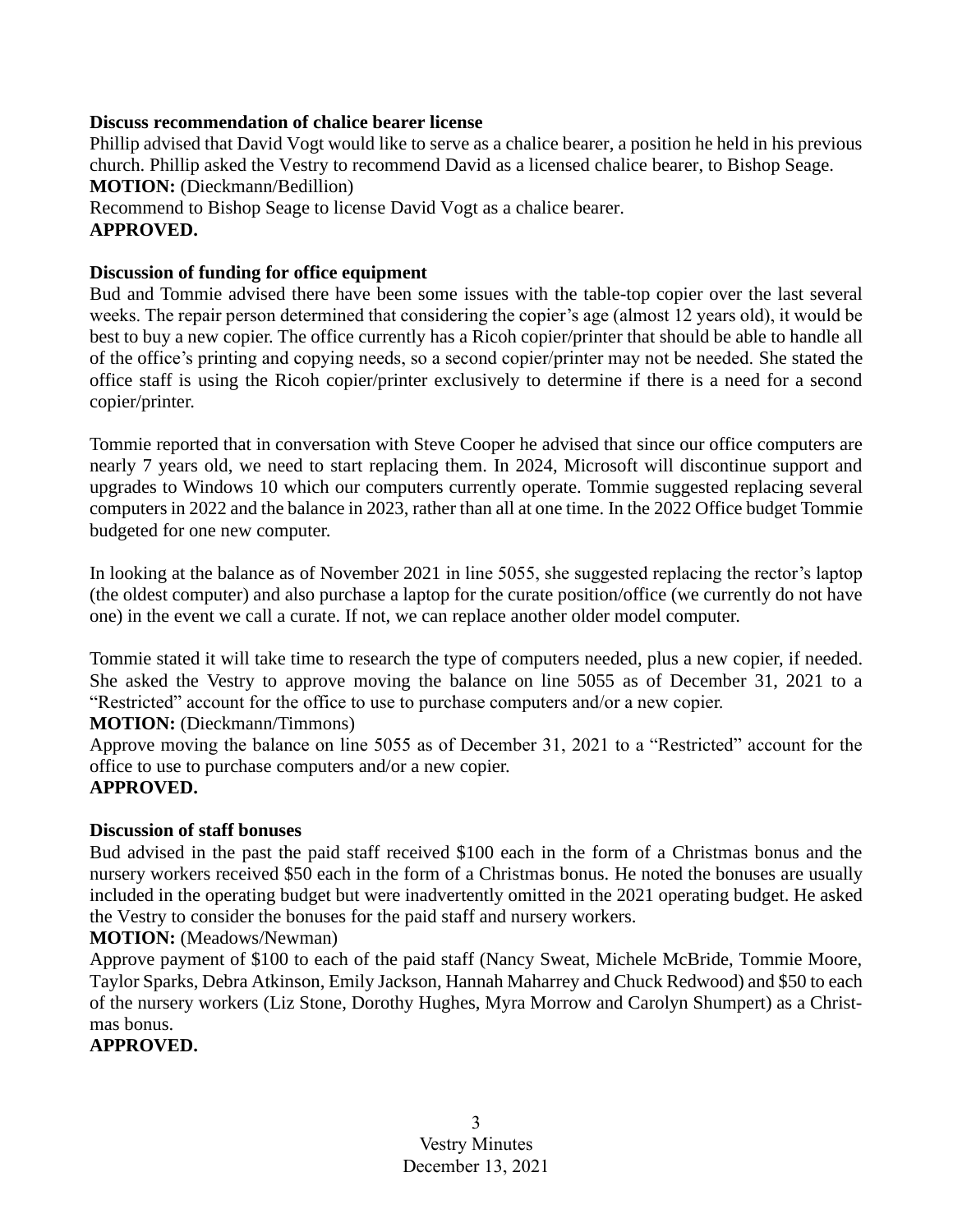**Discuss recommendation of chalice bearer license**

Phillip advised that David Vogt would like to serve as a chalice bearer, a position he held in his previous church. Phillip asked the Vestry to recommend David as a licensed chalice bearer, to Bishop Seage.

**MOTION:** (Dieckmann/Bedillion)

Recommend to Bishop Seage to license David Vogt as a chalice bearer.

**APPROVED.**

**Discussion of funding for office equipment**

Bud and Tommie advised there have been some issues with the table-top copier over the last several weeks. The repair person determined that considering the copier's age (almost 12 years old), it would be best to buy a new copier. The office currently has a Ricoh copier/printer that should be able to handle all of the office's printing and copying needs, so a second copier/printer may not be needed. She stated the office staff is using the Ricoh copier/printer exclusively to determine if there is a need for a second copier/printer.

Tommie reported that in conversation with Steve Cooper he advised that since our office computers are nearly 7 years old, we need to start replacing them. In 2024, Microsoft will discontinue support and upgrades to Windows 10 which our computers currently operate. Tommie suggested replacing several computers in 2022 and the balance in 2023, rather than all at one time. In the 2022 Office budget Tommie budgeted for one new computer.

In looking at the balance as of November 2021 in line 5055, she suggested replacing the rector's laptop (the oldest computer) and also purchase a laptop for the curate position/office (we currently do not have one) in the event we call a curate. If not, we can replace another older model computer.

Tommie stated it will take time to research the type of computers needed, plus a new copier, if needed. She asked the Vestry to approve moving the balance on line 5055 as of December 31, 2021 to a "Restricted" account for the office to use to purchase computers and/or a new copier.

**MOTION:** (Dieckmann/Timmons)

Approve moving the balance on line 5055 as of December 31, 2021 to a "Restricted" account for the office to use to purchase computers and/or a new copier.

**APPROVED.**

**Discussion of staff bonuses**

Bud advised in the past the paid staff received $100 each in the form of a Christmas bonus and the nursery workers received $50 each in the form of a Christmas bonus. He noted the bonuses are usually included in the operating budget but were inadvertently omitted in the 2021 operating budget. He asked the Vestry to consider the bonuses for the paid staff and nursery workers.

**MOTION:** (Meadows/Newman)

Approve payment of $100 to each of the paid staff (Nancy Sweat, Michele McBride, Tommie Moore, Taylor Sparks, Debra Atkinson, Emily Jackson, Hannah Maharrey and Chuck Redwood) and $50 to each of the nursery workers (Liz Stone, Dorothy Hughes, Myra Morrow and Carolyn Shumpert) as a Christmas bonus.

**APPROVED.**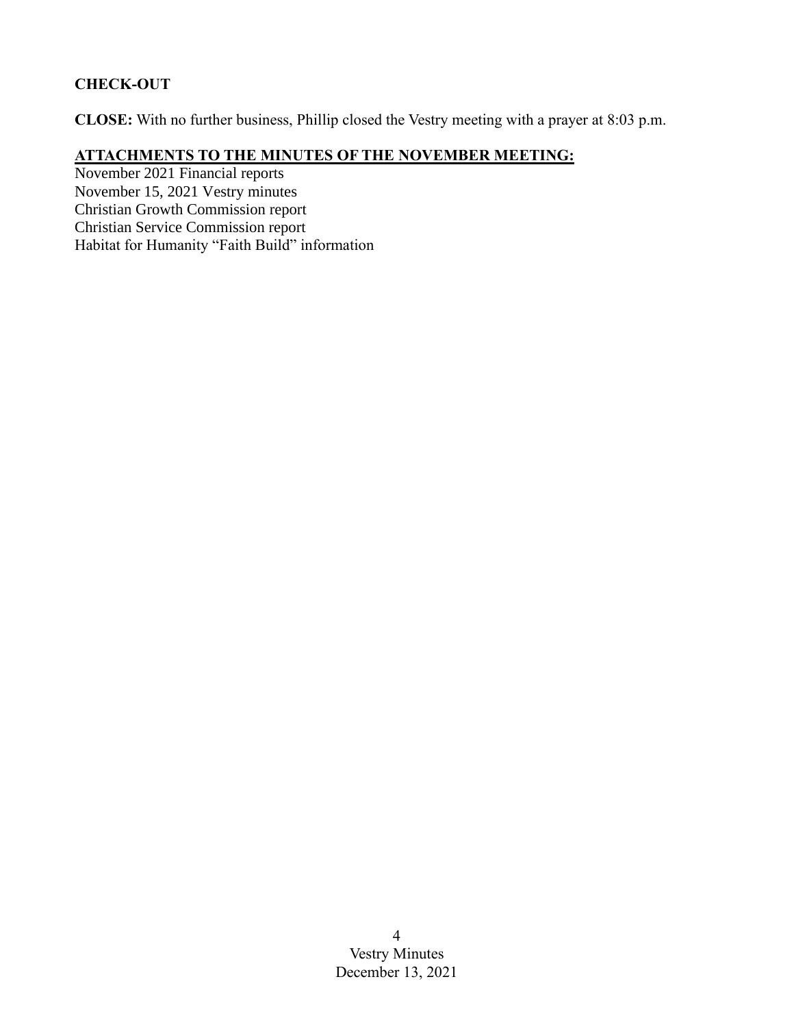**CHECK-OUT**

**CLOSE:** With no further business, Phillip closed the Vestry meeting with a prayer at 8:03 p.m.

**ATTACHMENTS TO THE MINUTES OF THE NOVEMBER MEETING:**

November 2021 Financial reports
November 15, 2021 Vestry minutes
Christian Growth Commission report
Christian Service Commission report
Habitat for Humanity "Faith Build" information